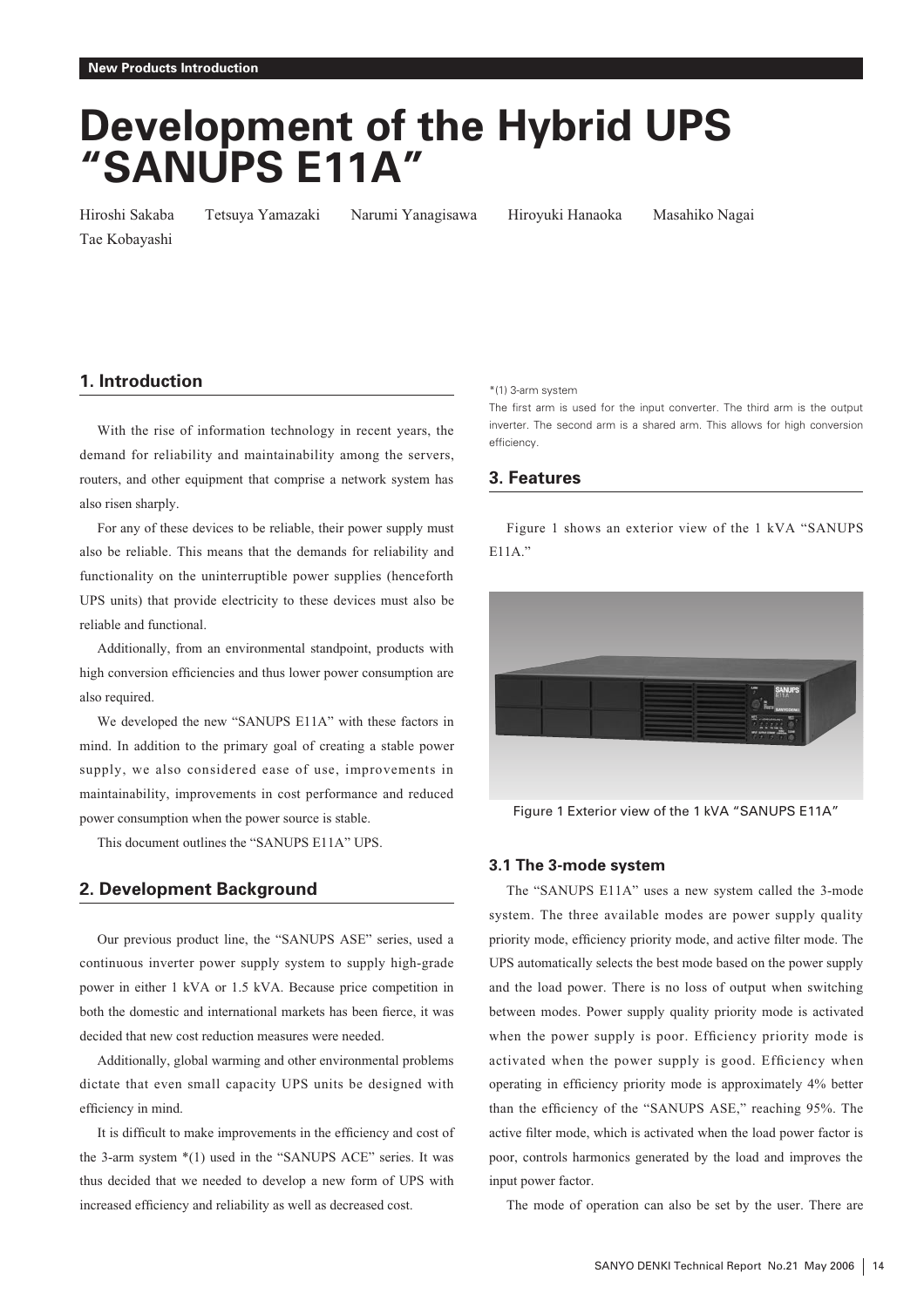New Products Introduction

# Development of the Hybrid UPS "SANUPS E11A"

Hiroshi Sakaba Tetsuya Yamazaki Narumi Yanagisawa Hiroyuki Hanaoka Masahiko Nagai Tae Kobayashi

## 1. Introduction

With the rise of information technology in recent years, the demand for reliability and maintainability among the servers, routers, and other equipment that comprise a network system has also risen sharply.

For any of these devices to be reliable, their power supply must also be reliable. This means that the demands for reliability and functionality on the uninterruptible power supplies (henceforth UPS units) that provide electricity to these devices must also be reliable and functional.

Additionally, from an environmental standpoint, products with high conversion efficiencies and thus lower power consumption are also required.

We developed the new "SANUPS E11A" with these factors in mind. In addition to the primary goal of creating a stable power supply, we also considered ease of use, improvements in maintainability, improvements in cost performance and reduced power consumption when the power source is stable.

This document outlines the "SANUPS E11A" UPS.

## 2. Development Background

Our previous product line, the "SANUPS ASE" series, used a continuous inverter power supply system to supply high-grade power in either 1 kVA or 1.5 kVA. Because price competition in both the domestic and international markets has been fierce, it was decided that new cost reduction measures were needed.

Additionally, global warming and other environmental problems dictate that even small capacity UPS units be designed with efficiency in mind.

It is difficult to make improvements in the efficiency and cost of the 3-arm system *(1) used in the "SANUPS ACE" series. It was thus decided that we needed to develop a new form of UPS with increased efficiency and reliability as well as decreased cost.

*(1) 3-arm system
The first arm is used for the input converter. The third arm is the output inverter. The second arm is a shared arm. This allows for high conversion efficiency.

## 3. Features

Figure 1 shows an exterior view of the 1 kVA "SANUPS E11A."

Figure 1 Exterior view of the 1 kVA "SANUPS E11A"

### 3.1 The 3-mode system

The "SANUPS E11A" uses a new system called the 3-mode system. The three available modes are power supply quality priority mode, efficiency priority mode, and active filter mode. The UPS automatically selects the best mode based on the power supply and the load power. There is no loss of output when switching between modes. Power supply quality priority mode is activated when the power supply is poor. Efficiency priority mode is activated when the power supply is good. Efficiency when operating in efficiency priority mode is approximately 4% better than the efficiency of the "SANUPS ASE," reaching 95%. The active filter mode, which is activated when the load power factor is poor, controls harmonics generated by the load and improves the input power factor.

The mode of operation can also be set by the user. There are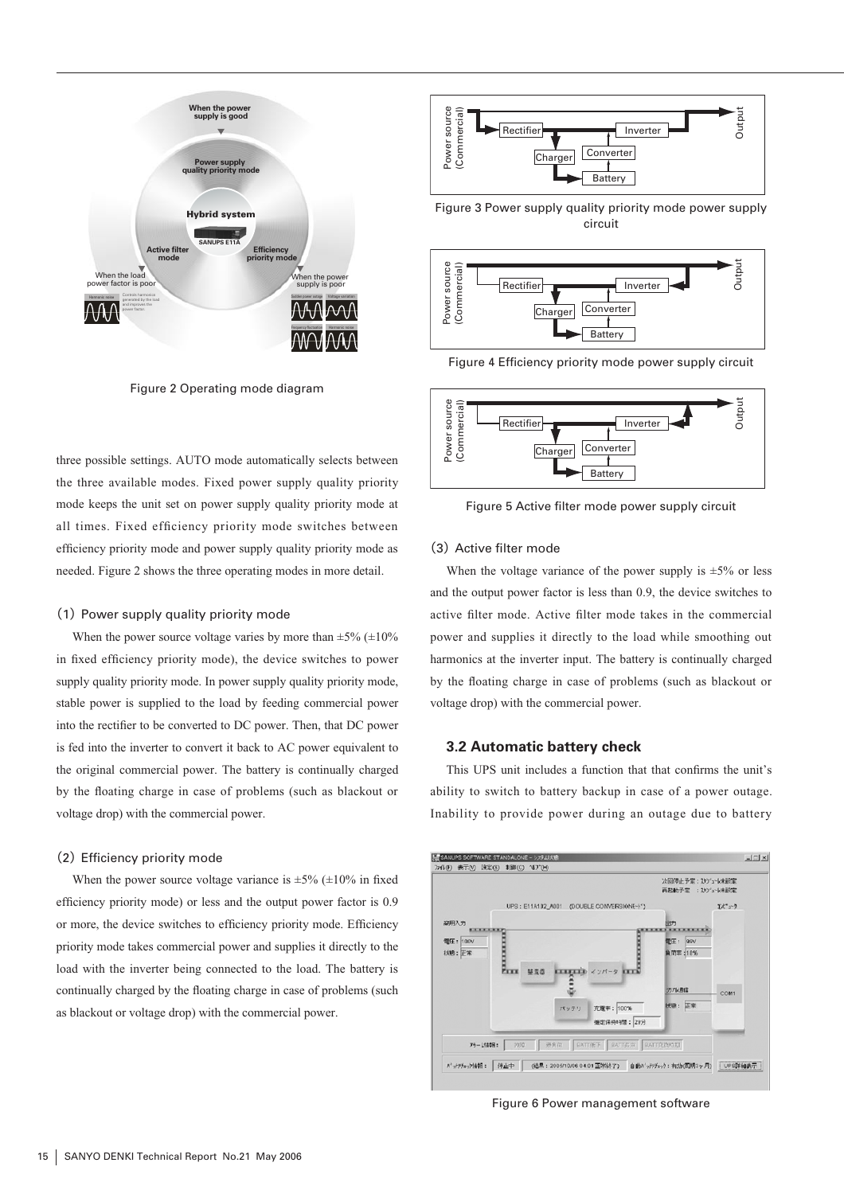Figure 2 Operating mode diagram

three possible settings. AUTO mode automatically selects between the three available modes. Fixed power supply quality priority mode keeps the unit set on power supply quality priority mode at all times. Fixed efficiency priority mode switches between efficiency priority mode and power supply quality priority mode as needed. Figure 2 shows the three operating modes in more detail.

### (1) Power supply quality priority mode

When the power source voltage varies by more than ±5% (±10% in fixed efficiency priority mode), the device switches to power supply quality priority mode. In power supply quality priority mode, stable power is supplied to the load by feeding commercial power into the rectifier to be converted to DC power. Then, that DC power is fed into the inverter to convert it back to AC power equivalent to the original commercial power. The battery is continually charged by the floating charge in case of problems (such as blackout or voltage drop) with the commercial power.

### (2) Efficiency priority mode

When the power source voltage variance is ±5% (±10% in fixed efficiency priority mode) or less and the output power factor is 0.9 or more, the device switches to efficiency priority mode. Efficiency priority mode takes commercial power and supplies it directly to the load with the inverter being connected to the load. The battery is continually charged by the floating charge in case of problems (such as blackout or voltage drop) with the commercial power.

Figure 3 Power supply quality priority mode power supply circuit

Figure 4 Efficiency priority mode power supply circuit

Figure 5 Active filter mode power supply circuit

### (3) Active filter mode

When the voltage variance of the power supply is ±5% or less and the output power factor is less than 0.9, the device switches to active filter mode. Active filter mode takes in the commercial power and supplies it directly to the load while smoothing out harmonics at the inverter input. The battery is continually charged by the floating charge in case of problems (such as blackout or voltage drop) with the commercial power.

## 3.2 Automatic battery check

This UPS unit includes a function that that confirms the unit's ability to switch to battery backup in case of a power outage. Inability to provide power during an outage due to battery

Figure 6 Power management software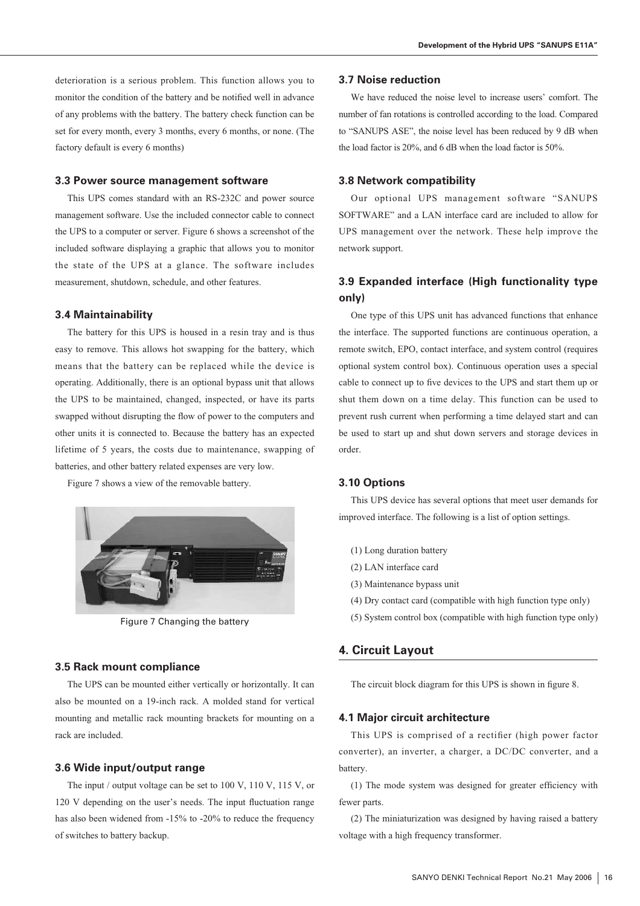deterioration is a serious problem. This function allows you to monitor the condition of the battery and be notified well in advance of any problems with the battery. The battery check function can be set for every month, every 3 months, every 6 months, or none. (The factory default is every 6 months)

### 3.3 Power source management software

This UPS comes standard with an RS-232C and power source management software. Use the included connector cable to connect the UPS to a computer or server. Figure 6 shows a screenshot of the included software displaying a graphic that allows you to monitor the state of the UPS at a glance. The software includes measurement, shutdown, schedule, and other features.

### 3.4 Maintainability

The battery for this UPS is housed in a resin tray and is thus easy to remove. This allows hot swapping for the battery, which means that the battery can be replaced while the device is operating. Additionally, there is an optional bypass unit that allows the UPS to be maintained, changed, inspected, or have its parts swapped without disrupting the flow of power to the computers and other units it is connected to. Because the battery has an expected lifetime of 5 years, the costs due to maintenance, swapping of batteries, and other battery related expenses are very low.

Figure 7 shows a view of the removable battery.

Figure 7 Changing the battery

### 3.5 Rack mount compliance

The UPS can be mounted either vertically or horizontally. It can also be mounted on a 19-inch rack. A molded stand for vertical mounting and metallic rack mounting brackets for mounting on a rack are included.

### 3.6 Wide input/output range

The input / output voltage can be set to 100 V, 110 V, 115 V, or 120 V depending on the user's needs. The input fluctuation range has also been widened from -15% to -20% to reduce the frequency of switches to battery backup.

### 3.7 Noise reduction

We have reduced the noise level to increase users' comfort. The number of fan rotations is controlled according to the load. Compared to "SANUPS ASE", the noise level has been reduced by 9 dB when the load factor is 20%, and 6 dB when the load factor is 50%.

### 3.8 Network compatibility

Our optional UPS management software "SANUPS SOFTWARE" and a LAN interface card are included to allow for UPS management over the network. These help improve the network support.

### 3.9 Expanded interface (High functionality type only)

One type of this UPS unit has advanced functions that enhance the interface. The supported functions are continuous operation, a remote switch, EPO, contact interface, and system control (requires optional system control box). Continuous operation uses a special cable to connect up to five devices to the UPS and start them up or shut them down on a time delay. This function can be used to prevent rush current when performing a time delayed start and can be used to start up and shut down servers and storage devices in order.

### 3.10 Options

This UPS device has several options that meet user demands for improved interface. The following is a list of option settings.

(1) Long duration battery

(2) LAN interface card

(3) Maintenance bypass unit

(4) Dry contact card (compatible with high function type only)

(5) System control box (compatible with high function type only)

## 4. Circuit Layout

The circuit block diagram for this UPS is shown in figure 8.

### 4.1 Major circuit architecture

This UPS is comprised of a rectifier (high power factor converter), an inverter, a charger, a DC/DC converter, and a battery.

(1) The mode system was designed for greater efficiency with fewer parts.

(2) The miniaturization was designed by having raised a battery voltage with a high frequency transformer.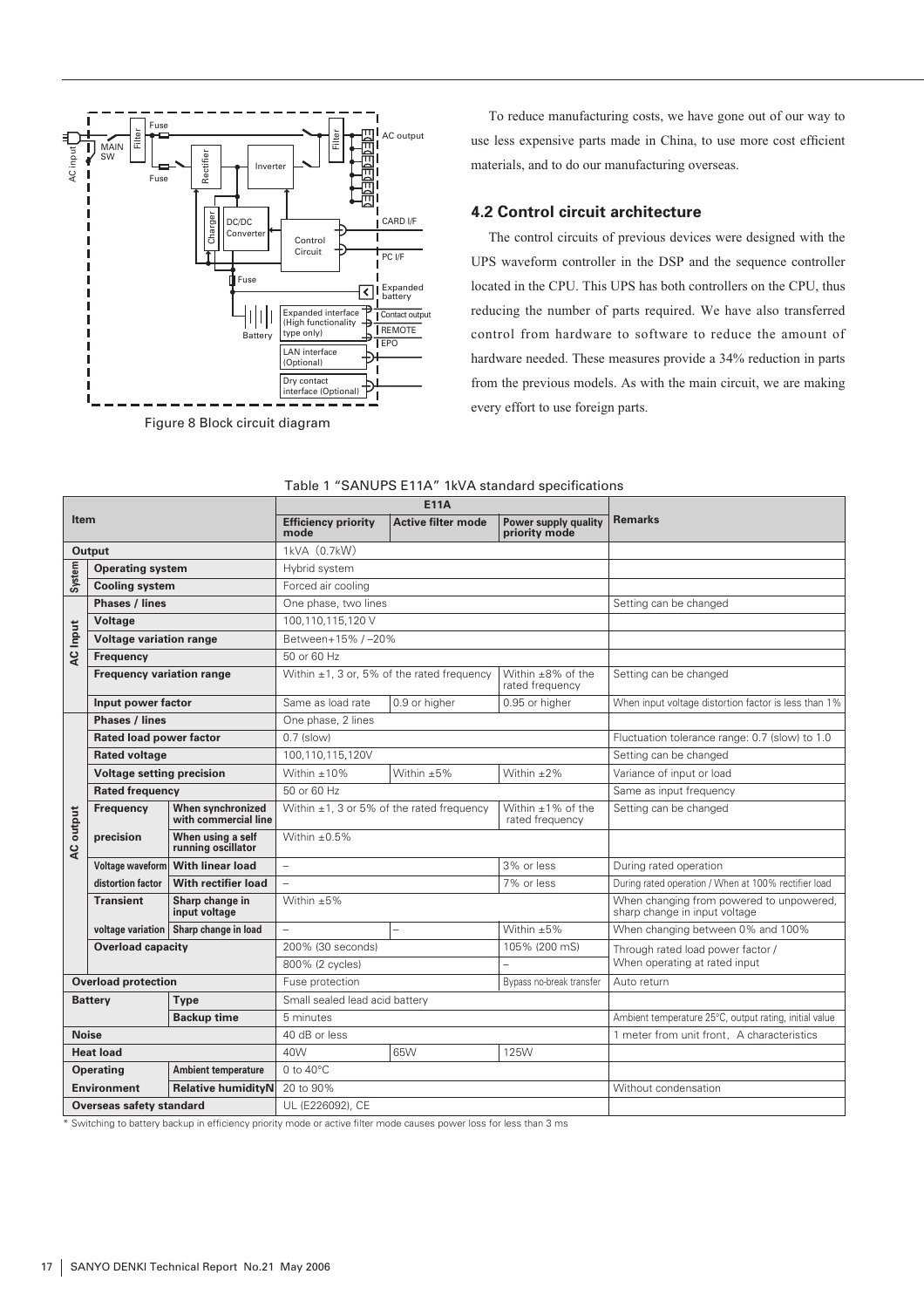Figure 8 Block circuit diagram

To reduce manufacturing costs, we have gone out of our way to use less expensive parts made in China, to use more cost efficient materials, and to do our manufacturing overseas.

## 4.2 Control circuit architecture

The control circuits of previous devices were designed with the UPS waveform controller in the DSP and the sequence controller located in the CPU. This UPS has both controllers on the CPU, thus reducing the number of parts required. We have also transferred control from hardware to software to reduce the amount of hardware needed. These measures provide a 34% reduction in parts from the previous models. As with the main circuit, we are making every effort to use foreign parts.

Table 1 "SANUPS E11A" 1kVA standard specifications

| Item | | | E11A | | | Remarks |
|---|---|---|---|---|---|---|
| | | | Efficiency priority mode | Active filter mode | Power supply quality priority mode | |
| Output | | | 1kVA (0.7kW) | | | |
| System | Operating system | | Hybrid system | | | |
| | Cooling system | | Forced air cooling | | | |
| AC Input | Phases / lines | | One phase, two lines | | | Setting can be changed |
| | Voltage | | 100,110,115,120 V | | | |
| | Voltage variation range | | Between+15% / −20% | | | |
| | Frequency | | 50 or 60 Hz | | | |
| | Frequency variation range | | Within ±1, 3 or, 5% of the rated frequency | | Within ±8% of the rated frequency | Setting can be changed |
| | Input power factor | | Same as load rate | 0.9 or higher | 0.95 or higher | When input voltage distortion factor is less than 1% |
| AC output | Phases / lines | | One phase, 2 lines | | | |
| | Rated load power factor | | 0.7 (slow) | | | Fluctuation tolerance range: 0.7 (slow) to 1.0 |
| | Rated voltage | | 100,110,115,120V | | | Setting can be changed |
| | Voltage setting precision | | Within ±10% | Within ±5% | Within ±2% | Variance of input or load |
| | Rated frequency | | 50 or 60 Hz | | | Same as input frequency |
| | Frequency precision | When synchronized with commercial line | Within ±1, 3 or 5% of the rated frequency | | Within ±1% of the rated frequency | Setting can be changed |
| | | When using a self running oscillator | Within ±0.5% | | | |
| | Voltage waveform distortion factor | With linear load | – | | 3% or less | During rated operation |
| | | With rectifier load | – | | 7% or less | During rated operation / When at 100% rectifier load |
| | Transient voltage variation | Sharp change in input voltage | Within ±5% | | | When changing from powered to unpowered, sharp change in input voltage |
| | | Sharp change in load | – | – | Within ±5% | When changing between 0% and 100% |
| | Overload capacity | | 200% (30 seconds) | | 105% (200 mS) | Through rated load power factor / When operating at rated input |
| | | | 800% (2 cycles) | | – | |
| Overload protection | | | Fuse protection | | Bypass no-break transfer | Auto return |
| Battery | Type | | Small sealed lead acid battery | | | |
| | Backup time | | 5 minutes | | | Ambient temperature 25°C, output rating, initial value |
| Noise | | | 40 dB or less | | | 1 meter from unit front, A characteristics |
| Heat load | | | 40W | 65W | 125W | |
| Operating Environment | Ambient temperature | | 0 to 40°C | | | |
| | Relative humidityN | | 20 to 90% | | | Without condensation |
| Overseas safety standard | | | UL (E226092), CE | | | |

* Switching to battery backup in efficiency priority mode or active filter mode causes power loss for less than 3 ms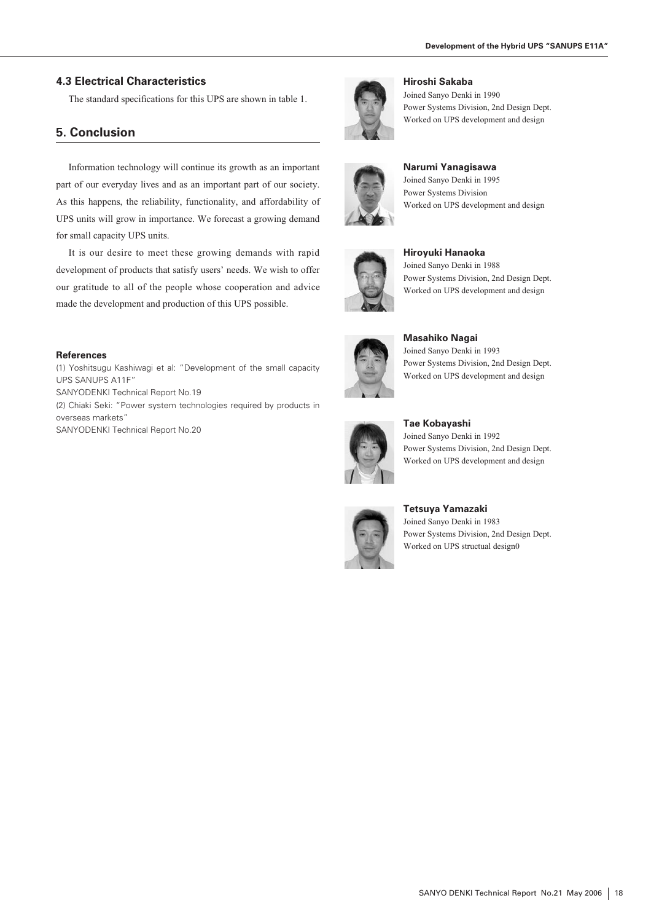### 4.3 Electrical Characteristics

The standard specifications for this UPS are shown in table 1.

## 5. Conclusion

Information technology will continue its growth as an important part of our everyday lives and as an important part of our society. As this happens, the reliability, functionality, and affordability of UPS units will grow in importance. We forecast a growing demand for small capacity UPS units.

It is our desire to meet these growing demands with rapid development of products that satisfy users' needs. We wish to offer our gratitude to all of the people whose cooperation and advice made the development and production of this UPS possible.

**References**

(1) Yoshitsugu Kashiwagi et al: "Development of the small capacity UPS SANUPS A11F"
SANYODENKI Technical Report No.19

(2) Chiaki Seki: "Power system technologies required by products in overseas markets"
SANYODENKI Technical Report No.20

**Hiroshi Sakaba**
Joined Sanyo Denki in 1990
Power Systems Division, 2nd Design Dept.
Worked on UPS development and design

**Narumi Yanagisawa**
Joined Sanyo Denki in 1995
Power Systems Division
Worked on UPS development and design

**Hiroyuki Hanaoka**
Joined Sanyo Denki in 1988
Power Systems Division, 2nd Design Dept.
Worked on UPS development and design

**Masahiko Nagai**
Joined Sanyo Denki in 1993
Power Systems Division, 2nd Design Dept.
Worked on UPS development and design

**Tae Kobayashi**
Joined Sanyo Denki in 1992
Power Systems Division, 2nd Design Dept.
Worked on UPS development and design

**Tetsuya Yamazaki**
Joined Sanyo Denki in 1983
Power Systems Division, 2nd Design Dept.
Worked on UPS structual design0